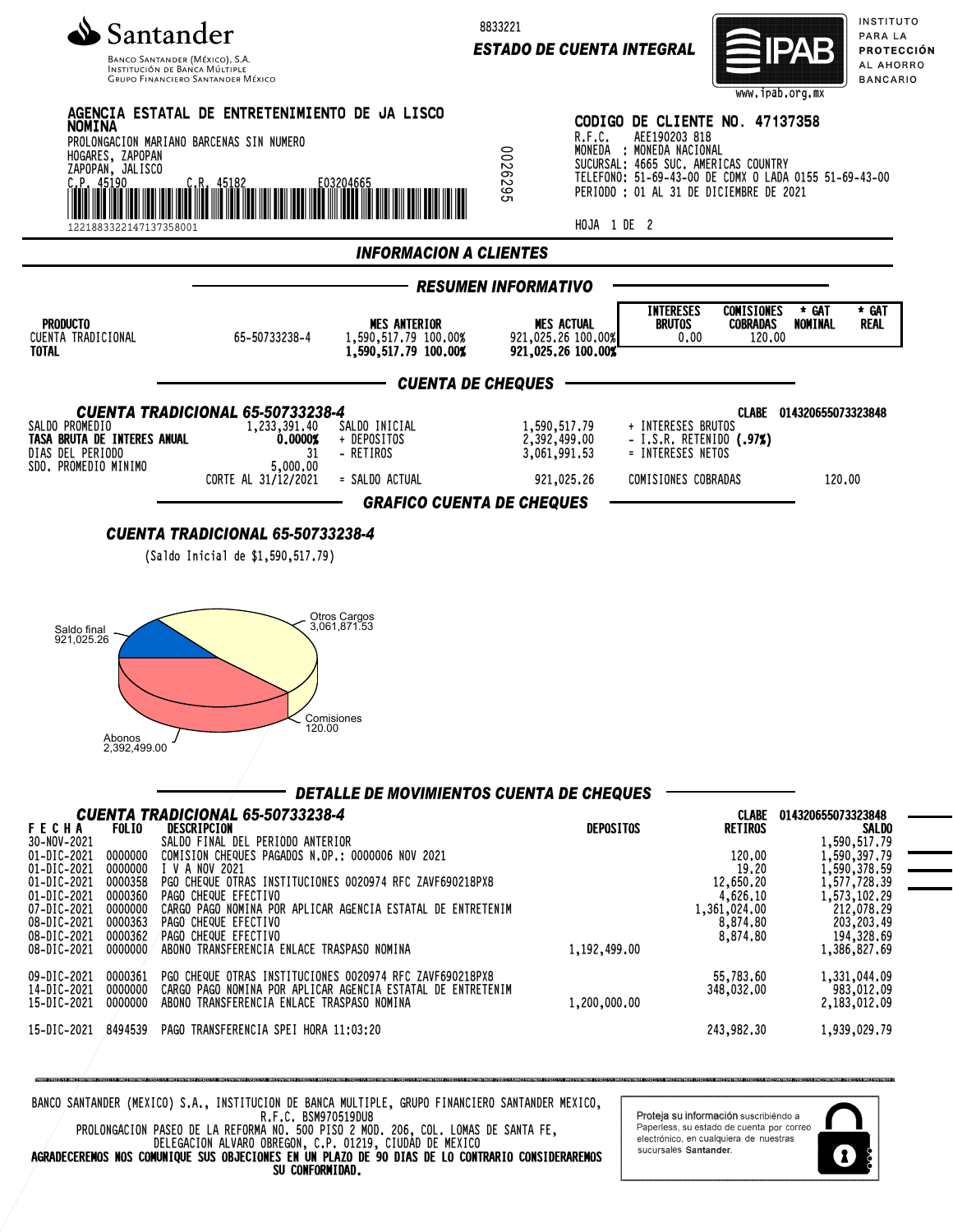**Santander**
Banco Santander (México), S.A.
Institución de Banca Múltiple
Grupo Financiero Santander México

8833221
**ESTADO DE CUENTA INTEGRAL**

IPAB — Instituto para la Protección al Ahorro Bancario
www.ipab.org.mx

**AGENCIA ESTATAL DE ENTRETENIMIENTO DE JA LISCO NOMINA**
PROLONGACION MARIANO BARCENAS SIN NUMERO
HOGARES, ZAPOPAN
ZAPOPAN, JALISCO
C.P. 45190 C.R. 45182 E03204665
1221883322147137358001

0026295

**CODIGO DE CLIENTE NO. 47137358**
R.F.C. AEE190203 818
MONEDA : MONEDA NACIONAL
SUCURSAL: 4665 SUC. AMERICAS COUNTRY
TELEFONO: 51-69-43-00 DE CDMX O LADA 0155 51-69-43-00
PERIODO : 01 AL 31 DE DICIEMBRE DE 2021

HOJA 1 DE 2

## INFORMACION A CLIENTES

### RESUMEN INFORMATIVO

| PRODUCTO | | MES ANTERIOR | MES ACTUAL | INTERESES BRUTOS | COMISIONES COBRADAS | * GAT NOMINAL | * GAT REAL |
|---|---|---|---|---|---|---|---|
| CUENTA TRADICIONAL | 65-50733238-4 | 1,590,517.79 100.00% | 921,025.26 100.00% | 0.00 | 120.00 | | |
| **TOTAL** | | **1,590,517.79 100.00%** | **921,025.26 100.00%** | | | | |

### CUENTA DE CHEQUES

**CUENTA TRADICIONAL 65-50733238-4** — CLABE 014320655073323848

| | | | | | |
|---|---|---|---|---|---|
| SALDO PROMEDIO | 1,233,391.40 | SALDO INICIAL | 1,590,517.79 | + INTERESES BRUTOS | |
| **TASA BRUTA DE INTERES ANUAL** | **0.0000%** | + DEPOSITOS | 2,392,499.00 | - I.S.R. RETENIDO **(.97%)** | |
| DIAS DEL PERIODO | 31 | - RETIROS | 3,061,991.53 | = INTERESES NETOS | |
| SDO. PROMEDIO MINIMO | 5,000.00 | | | | |
| CORTE AL 31/12/2021 | | = SALDO ACTUAL | 921,025.26 | COMISIONES COBRADAS | 120.00 |

### GRAFICO CUENTA DE CHEQUES

**CUENTA TRADICIONAL 65-50733238-4**

(Saldo Inicial de $1,590,517.79)

Saldo final 921,025.26
Otros Cargos 3,061,871.53
Comisiones 120.00
Abonos 2,392,499.00

### DETALLE DE MOVIMIENTOS CUENTA DE CHEQUES

**CUENTA TRADICIONAL 65-50733238-4** — CLABE 014320655073323848

| FECHA | FOLIO | DESCRIPCION | DEPOSITOS | RETIROS | SALDO |
|---|---|---|---|---|---|
| 30-NOV-2021 | | SALDO FINAL DEL PERIODO ANTERIOR | | | 1,590,517.79 |
| 01-DIC-2021 | 0000000 | COMISION CHEQUES PAGADOS N.OP.: 0000006 NOV 2021 | | 120.00 | 1,590,397.79 |
| 01-DIC-2021 | 0000000 | I V A NOV 2021 | | 19.20 | 1,590,378.59 |
| 01-DIC-2021 | 0000358 | PGO CHEQUE OTRAS INSTITUCIONES 0020974 RFC ZAVF690218PX8 | | 12,650.20 | 1,577,728.39 |
| 01-DIC-2021 | 0000360 | PAGO CHEQUE EFECTIVO | | 4,626.10 | 1,573,102.29 |
| 07-DIC-2021 | 0000000 | CARGO PAGO NOMINA POR APLICAR AGENCIA ESTATAL DE ENTRETENIM | | 1,361,024.00 | 212,078.29 |
| 08-DIC-2021 | 0000363 | PAGO CHEQUE EFECTIVO | | 8,874.80 | 203,203.49 |
| 08-DIC-2021 | 0000362 | PAGO CHEQUE EFECTIVO | | 8,874.80 | 194,328.69 |
| 08-DIC-2021 | 0000000 | ABONO TRANSFERENCIA ENLACE TRASPASO NOMINA | 1,192,499.00 | | 1,386,827.69 |
| 09-DIC-2021 | 0000361 | PGO CHEQUE OTRAS INSTITUCIONES 0020974 RFC ZAVF690218PX8 | | 55,783.60 | 1,331,044.09 |
| 14-DIC-2021 | 0000000 | CARGO PAGO NOMINA POR APLICAR AGENCIA ESTATAL DE ENTRETENIM | | 348,032.00 | 983,012.09 |
| 15-DIC-2021 | 0000000 | ABONO TRANSFERENCIA ENLACE TRASPASO NOMINA | 1,200,000.00 | | 2,183,012.09 |
| 15-DIC-2021 | 8494539 | PAGO TRANSFERENCIA SPEI HORA 11:03:20 | | 243,982.30 | 1,939,029.79 |

BANCO SANTANDER (MEXICO) S.A., INSTITUCION DE BANCA MULTIPLE, GRUPO FINANCIERO SANTANDER MEXICO,
R.F.C. BSM970519DU8
PROLONGACION PASEO DE LA REFORMA NO. 500 PISO 2 MOD. 206, COL. LOMAS DE SANTA FE,
DELEGACION ALVARO OBREGON, C.P. 01219, CIUDAD DE MEXICO
**AGRADECEREMOS NOS COMUNIQUE SUS OBJECIONES EN UN PLAZO DE 90 DIAS DE LO CONTRARIO CONSIDERAREMOS SU CONFORMIDAD.**

Proteja su información suscribiéndo a Paperless, su estado de cuenta por correo electrónico, en cualquiera de nuestras sucursales **Santander**.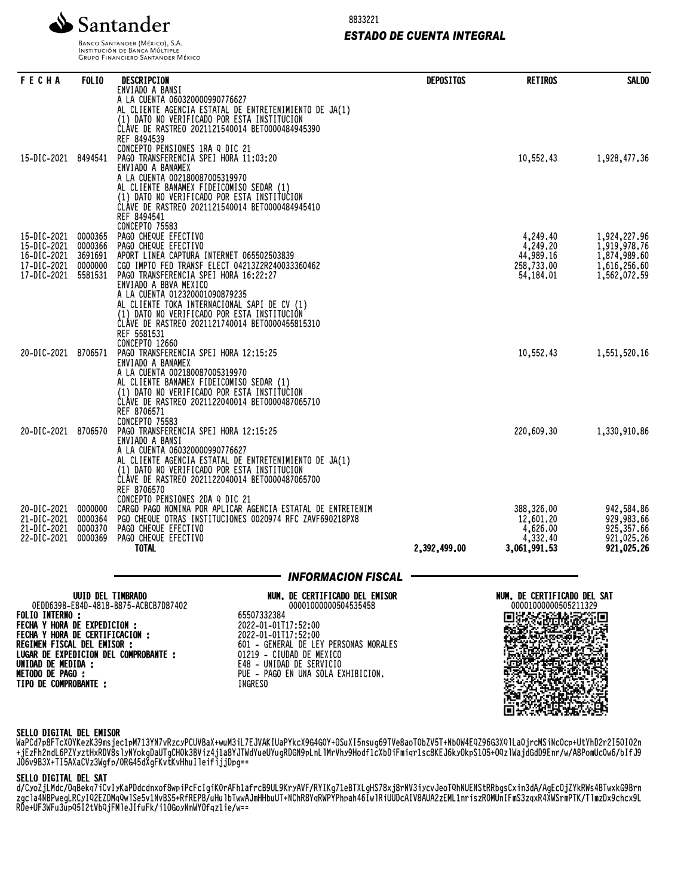Santander

Banco Santander (México), S.A.
Institución de Banca Múltiple
Grupo Financiero Santander México

8833221

## ESTADO DE CUENTA INTEGRAL

| FECHA | FOLIO | DESCRIPCION | DEPOSITOS | RETIROS | SALDO |
|---|---|---|---|---|---|
| | | ENVIADO A BANSI<br>A LA CUENTA 060320000990776627<br>AL CLIENTE AGENCIA ESTATAL DE ENTRETENIMIENTO DE JA(1)<br>(1) DATO NO VERIFICADO POR ESTA INSTITUCION<br>CLAVE DE RASTREO 2021121540014 BET0000484945390<br>REF 8494539<br>CONCEPTO PENSIONES 1RA Q DIC 21 | | | |
| 15-DIC-2021 | 8494541 | PAGO TRANSFERENCIA SPEI HORA 11:03:20<br>ENVIADO A BANAMEX<br>A LA CUENTA 002180087005319970<br>AL CLIENTE BANAMEX FIDEICOMISO SEDAR (1)<br>(1) DATO NO VERIFICADO POR ESTA INSTITUCION<br>CLAVE DE RASTREO 2021121540014 BET0000484945410<br>REF 8494541<br>CONCEPTO 75583 | | 10,552.43 | 1,928,477.36 |
| 15-DIC-2021 | 0000365 | PAGO CHEQUE EFECTIVO | | 4,249.40 | 1,924,227.96 |
| 15-DIC-2021 | 0000366 | PAGO CHEQUE EFECTIVO | | 4,249.20 | 1,919,978.76 |
| 16-DIC-2021 | 3691691 | APORT LINEA CAPTURA INTERNET 065502503839 | | 44,989.16 | 1,874,989.60 |
| 17-DIC-2021 | 0000000 | CGO IMPTO FED TRANSF ELECT 04213Z2R240033360462 | | 258,733.00 | 1,616,256.60 |
| 17-DIC-2021 | 5581531 | PAGO TRANSFERENCIA SPEI HORA 16:22:27<br>ENVIADO A BBVA MEXICO<br>A LA CUENTA 012320001090879235<br>AL CLIENTE TOKA INTERNACIONAL SAPI DE CV (1)<br>(1) DATO NO VERIFICADO POR ESTA INSTITUCION<br>CLAVE DE RASTREO 2021121740014 BET0000455815310<br>REF 5581531<br>CONCEPTO 12660 | | 54,184.01 | 1,562,072.59 |
| 20-DIC-2021 | 8706571 | PAGO TRANSFERENCIA SPEI HORA 12:15:25<br>ENVIADO A BANAMEX<br>A LA CUENTA 002180087005319970<br>AL CLIENTE BANAMEX FIDEICOMISO SEDAR (1)<br>(1) DATO NO VERIFICADO POR ESTA INSTITUCION<br>CLAVE DE RASTREO 2021122040014 BET0000487065710<br>REF 8706571<br>CONCEPTO 75583 | | 10,552.43 | 1,551,520.16 |
| 20-DIC-2021 | 8706570 | PAGO TRANSFERENCIA SPEI HORA 12:15:25<br>ENVIADO A BANSI<br>A LA CUENTA 060320000990776627<br>AL CLIENTE AGENCIA ESTATAL DE ENTRETENIMIENTO DE JA(1)<br>(1) DATO NO VERIFICADO POR ESTA INSTITUCION<br>CLAVE DE RASTREO 2021122040014 BET0000487065700<br>REF 8706570<br>CONCEPTO PENSIONES 2DA Q DIC 21 | | 220,609.30 | 1,330,910.86 |
| 20-DIC-2021 | 0000000 | CARGO PAGO NOMINA POR APLICAR AGENCIA ESTATAL DE ENTRETENIM | | 388,326.00 | 942,584.86 |
| 21-DIC-2021 | 0000364 | PGO CHEQUE OTRAS INSTITUCIONES 0020974 RFC ZAVF690218PX8 | | 12,601.20 | 929,983.66 |
| 21-DIC-2021 | 0000370 | PAGO CHEQUE EFECTIVO | | 4,626.00 | 925,357.66 |
| 22-DIC-2021 | 0000369 | PAGO CHEQUE EFECTIVO | | 4,332.40 | 921,025.26 |
| | | **TOTAL** | **2,392,499.00** | **3,061,991.53** | **921,025.26** |

## INFORMACION FISCAL

**UUID DEL TIMBRADO**
0EDD639B-E84D-4818-B875-ACBCB7D87402

**NUM. DE CERTIFICADO DEL EMISOR**
00001000000504535458

**NUM. DE CERTIFICADO DEL SAT**
00001000000505211329

**FOLIO INTERNO :** 65507332384
**FECHA Y HORA DE EXPEDICION :** 2022-01-01T17:52:00
**FECHA Y HORA DE CERTIFICACION :** 2022-01-01T17:52:00
**REGIMEN FISCAL DEL EMISOR :** 601 - GENERAL DE LEY PERSONAS MORALES
**LUGAR DE EXPEDICION DEL COMPROBANTE :** 01219 - CIUDAD DE MEXICO
**UNIDAD DE MEDIDA :** E48 - UNIDAD DE SERVICIO
**METODO DE PAGO :** PUE - PAGO EN UNA SOLA EXHIBICION.
**TIPO DE COMPROBANTE :** INGRESO

**SELLO DIGITAL DEL EMISOR**
WaPCd7p8FTcXOYKezK39msjec1pM713YN7vRzcyPCUVBaX+wuM3iL7EJVAKIUaPYkcX9G4GOY+OSuXI5nsug69TVe8aoTObZV5T+NbOW4EQZ96G3XQlLaOjrcMSiNcOcp+UtYhD2r2I5OIO2n+jEzFh2ndL6PZYyztHxRDV8slyNYokgDaUTgCHOk3BViz4j1a8YJTWdYueUYugRDGN9pLnLlMrVhy9Hodf1cXbDiFmiqr1sc8KEJ6kyOkpS1O5+OQzlWajdGdD9Enr/w/A8PomUcOw6/bIfJ9JO6v9B3X+TI5AXaCVz3Wgfp/ORG45dXgFKvtKvHhuIleifijjDpg==

**SELLO DIGITAL DEL SAT**
d/CyoZjLMdc/OqBekq7iCvIyKaPDdcdnxof8wpiPcFcIgiKOrAFh1afrcB9UL9KryAVF/RYIKg71eBTXLgHS78xj8rNV3iycvJeoTQhNUENStRRbgsCxin3dA/AgEcOjZYkRWs4BTwxkG9Brnzgcla4NBPwegLRCyIQ2EZDMqQwlSe5v1NvBS5+RfREPB/uHulbTwwAJmHHbuUT+NChR8YqRWPYPhpah46IwlRiUUDcAIV8AUA2zEMLlnriszROMUnIFmS3zqxR4XWSrmPTK/TlmzDx9chcx9LRDe+UF3WFu3upQ5I2tVbQjFMleJIfuFk/i1OGoyNnWYOfqz1ie/w==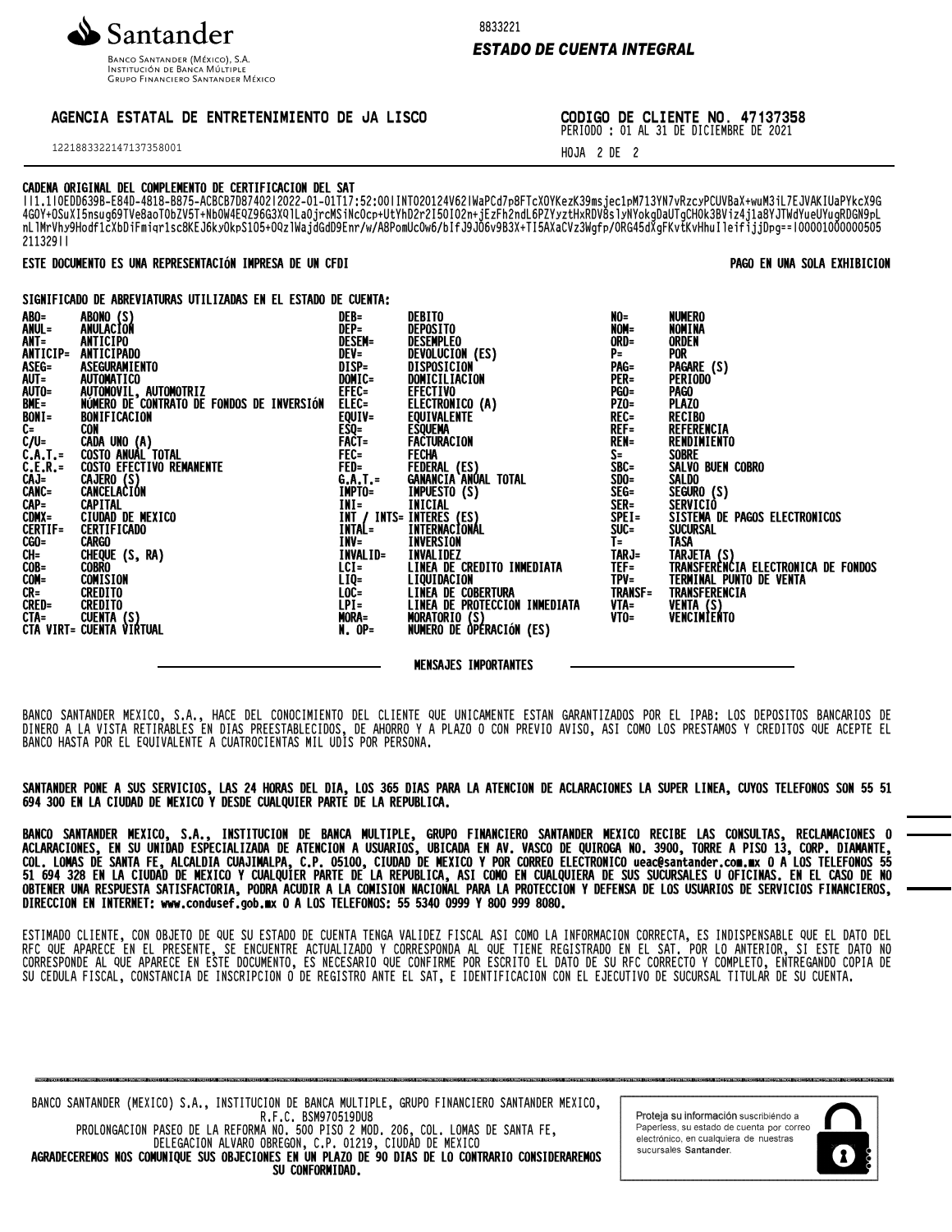Santander

Banco Santander (México), S.A.
Institución de Banca Múltiple
Grupo Financiero Santander México

8833221

***ESTADO DE CUENTA INTEGRAL***

**AGENCIA ESTATAL DE ENTRETENIMIENTO DE JA LISCO**

12218833221471373580001

**CODIGO DE CLIENTE NO. 47137358**
PERIODO : 01 AL 31 DE DICIEMBRE DE 2021

HOJA 2 DE 2

**CADENA ORIGINAL DEL COMPLEMENTO DE CERTIFICACION DEL SAT**

||1.1|0EDD639B-E84D-4818-B875-ACBCB7D87402|2022-01-01T17:52:00|INT020124V62|WaPCd7p8FTcXOYKezK39msjec1pM713YN7vRzcyPCUVBaX+wuM3iL7EJVAKIUaPYkcX9G4GOY+OSuXI5nsug69TVe8aoTObZV5T+NbOW4EQZ96G3XQlLa0jrcMSiNcOcp+UtYhD2r2I50I02n+jEzFh2ndL6PZYyztHxRDV8slyNYokgDaUTgCHOk3BViz4j1a8YJTWdYueUYugRDGN9pLnL1MrVhy9Hodf1cXbDiFmiqr1sc8KEJ6kyOkpS1O5+OQzlWajdGdD9Enr/w/A8PomUcOw6/bIfJ9JO6v9B3X+TI5AXaCVz3Wgfp/ORG45dXgFKvtKvHhuIleifijjDpg==|00001000000505211329||

**ESTE DOCUMENTO ES UNA REPRESENTACIÓN IMPRESA DE UN CFDI** **PAGO EN UNA SOLA EXHIBICION**

**SIGNIFICADO DE ABREVIATURAS UTILIZADAS EN EL ESTADO DE CUENTA:**

| | | | | | |
|---|---|---|---|---|---|
| ABO= | ABONO (S) | DEB= | DEBITO | NO= | NUMERO |
| ANUL= | ANULACIÓN | DEP= | DEPOSITO | NOM= | NOMINA |
| ANT= | ANTICIPO | DESEM= | DESEMPLEO | ORD= | ORDEN |
| ANTICIP= | ANTICIPADO | DEV= | DEVOLUCION (ES) | P= | POR |
| ASEG= | ASEGURAMIENTO | DISP= | DISPOSICION | PAG= | PAGARE (S) |
| AUT= | AUTOMATICO | DOMIC= | DOMICILIACION | PER= | PERIODO |
| AUTO= | AUTOMOVIL, AUTOMOTRIZ | EFEC= | EFECTIVO | PGO= | PAGO |
| BME= | NÚMERO DE CONTRATO DE FONDOS DE INVERSIÓN | ELEC= | ELECTRONICO (A) | PZO= | PLAZO |
| BONI= | BONIFICACION | EQUIV= | EQUIVALENTE | REC= | RECIBO |
| C= | CON | ESQ= | ESQUEMA | REF= | REFERENCIA |
| C/U= | CADA UNO (A) | FACT= | FACTURACION | REN= | RENDIMIENTO |
| C.A.T.= | COSTO ANUAL TOTAL | FEC= | FECHA | S= | SOBRE |
| C.E.R.= | COSTO EFECTIVO REMANENTE | FED= | FEDERAL (ES) | SBC= | SALVO BUEN COBRO |
| CAJ= | CAJERO (S) | G.A.T.= | GANANCIA ANUAL TOTAL | SDO= | SALDO |
| CANC= | CANCELACIÓN | IMPTO= | IMPUESTO (S) | SEG= | SEGURO (S) |
| CAP= | CAPITAL | INI= | INICIAL | SER= | SERVICIO |
| CDMX= | CIUDAD DE MEXICO | INT / INTS= | INTERES (ES) | SPEI= | SISTEMA DE PAGOS ELECTRONICOS |
| CERTIF= | CERTIFICADO | INTAL= | INTERNACIONAL | SUC= | SUCURSAL |
| CGO= | CARGO | INV= | INVERSION | T= | TASA |
| CH= | CHEQUE (S, RA) | INVALID= | INVALIDEZ | TARJ= | TARJETA (S) |
| COB= | COBRO | LCI= | LINEA DE CREDITO INMEDIATA | TEF= | TRANSFERENCIA ELECTRONICA DE FONDOS |
| COM= | COMISION | LIQ= | LIQUIDACION | TPV= | TERMINAL PUNTO DE VENTA |
| CR= | CREDITO | LOC= | LINEA DE COBERTURA | TRANSF= | TRANSFERENCIA |
| CRED= | CREDITO | LPI= | LINEA DE PROTECCION INMEDIATA | VTA= | VENTA (S) |
| CTA= | CUENTA (S) | MORA= | MORATORIO (S) | VTO= | VENCIMIENTO |
| CTA VIRT= | CUENTA VIRTUAL | N. OP= | NUMERO DE OPERACIÓN (ES) | | |

**MENSAJES IMPORTANTES**

BANCO SANTANDER MEXICO, S.A., HACE DEL CONOCIMIENTO DEL CLIENTE QUE UNICAMENTE ESTAN GARANTIZADOS POR EL IPAB: LOS DEPOSITOS BANCARIOS DE DINERO A LA VISTA RETIRABLES EN DIAS PREESTABLECIDOS, DE AHORRO Y A PLAZO O CON PREVIO AVISO, ASI COMO LOS PRESTAMOS Y CREDITOS QUE ACEPTE EL BANCO HASTA POR EL EQUIVALENTE A CUATROCIENTAS MIL UDIS POR PERSONA.

**SANTANDER PONE A SUS SERVICIOS, LAS 24 HORAS DEL DIA, LOS 365 DIAS PARA LA ATENCION DE ACLARACIONES LA SUPER LINEA, CUYOS TELEFONOS SON 55 51 694 300 EN LA CIUDAD DE MEXICO Y DESDE CUALQUIER PARTE DE LA REPUBLICA.**

**BANCO SANTANDER MEXICO, S.A., INSTITUCION DE BANCA MULTIPLE, GRUPO FINANCIERO SANTANDER MEXICO RECIBE LAS CONSULTAS, RECLAMACIONES O ACLARACIONES, EN SU UNIDAD ESPECIALIZADA DE ATENCION A USUARIOS, UBICADA EN AV. VASCO DE QUIROGA NO. 3900, TORRE A PISO 13, CORP. DIAMANTE, COL. LOMAS DE SANTA FE, ALCALDIA CUAJIMALPA, C.P. 05100, CIUDAD DE MEXICO Y POR CORREO ELECTRONICO ueac@santander.com.mx O A LOS TELEFONOS 55 51 694 328 EN LA CIUDAD DE MEXICO Y CUALQUIER PARTE DE LA REPUBLICA, ASI COMO EN CUALQUIERA DE SUS SUCURSALES U OFICINAS. EN EL CASO DE NO OBTENER UNA RESPUESTA SATISFACTORIA, PODRA ACUDIR A LA COMISION NACIONAL PARA LA PROTECCION Y DEFENSA DE LOS USUARIOS DE SERVICIOS FINANCIEROS, DIRECCION EN INTERNET: www.condusef.gob.mx O A LOS TELEFONOS: 55 5340 0999 Y 800 999 8080.**

ESTIMADO CLIENTE, CON OBJETO DE QUE SU ESTADO DE CUENTA TENGA VALIDEZ FISCAL ASI COMO LA INFORMACION CORRECTA, ES INDISPENSABLE QUE EL DATO DEL RFC QUE APARECE EN EL PRESENTE, SE ENCUENTRE ACTUALIZADO Y CORRESPONDA AL QUE TIENE REGISTRADO EN EL SAT. POR LO ANTERIOR, SI ESTE DATO NO CORRESPONDE AL QUE APARECE EN ESTE DOCUMENTO, ES NECESARIO QUE CONFIRME POR ESCRITO EL DATO DE SU RFC CORRECTO Y COMPLETO, ENTREGANDO COPIA DE SU CEDULA FISCAL, CONSTANCIA DE INSCRIPCION O DE REGISTRO ANTE EL SAT, E IDENTIFICACION CON EL EJECUTIVO DE SUCURSAL TITULAR DE SU CUENTA.

BANCO SANTANDER (MEXICO) S.A., INSTITUCION DE BANCA MULTIPLE, GRUPO FINANCIERO SANTANDER MEXICO,
R.F.C. BSM970519DU8
PROLONGACION PASEO DE LA REFORMA NO. 500 PISO 2 MOD. 206, COL. LOMAS DE SANTA FE,
DELEGACION ALVARO OBREGON, C.P. 01219, CIUDAD DE MEXICO
**AGRADECEREMOS NOS COMUNIQUE SUS OBJECIONES EN UN PLAZO DE 90 DIAS DE LO CONTRARIO CONSIDERAREMOS SU CONFORMIDAD.**

Proteja su información suscribiéndo a Paperless, su estado de cuenta por correo electrónico, en cualquiera de nuestras sucursales Santander.